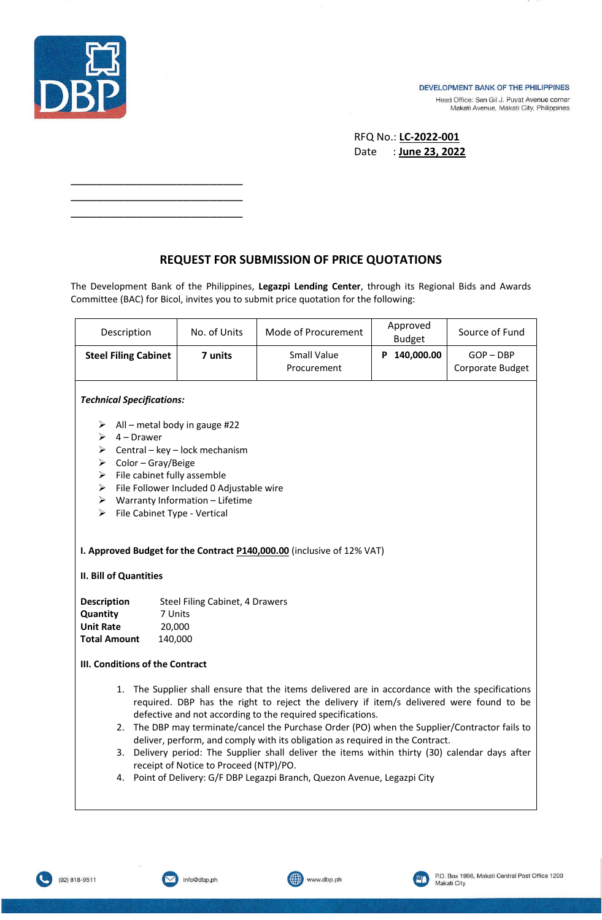DBP

DEVELOPMENT BANK OF THE PHILIPPINES
Head Office: Sen Gil J. Puyat Avenue corner Makati Avenue, Makati City, Philippines

RFQ No.: **LC-2022-001**
Date : **June 23, 2022**

\_\_\_\_\_\_\_\_\_\_\_\_\_\_\_\_\_\_\_\_\_\_\_\_\_\_\_\_\_\_\_\_
\_\_\_\_\_\_\_\_\_\_\_\_\_\_\_\_\_\_\_\_\_\_\_\_\_\_\_\_\_\_\_\_
\_\_\_\_\_\_\_\_\_\_\_\_\_\_\_\_\_\_\_\_\_\_\_\_\_\_\_\_\_\_\_\_

## REQUEST FOR SUBMISSION OF PRICE QUOTATIONS

The Development Bank of the Philippines, **Legazpi Lending Center**, through its Regional Bids and Awards Committee (BAC) for Bicol, invites you to submit price quotation for the following:

| Description | No. of Units | Mode of Procurement | Approved Budget | Source of Fund |
|---|---|---|---|---|
| **Steel Filing Cabinet** | **7 units** | Small Value Procurement | **P 140,000.00** | GOP – DBP Corporate Budget |

***Technical Specifications:***

- All – metal body in gauge #22
- 4 – Drawer
- Central – key – lock mechanism
- Color – Gray/Beige
- File cabinet fully assemble
- File Follower Included 0 Adjustable wire
- Warranty Information – Lifetime
- File Cabinet Type - Vertical

**I. Approved Budget for the Contract P140,000.00** (inclusive of 12% VAT)

**II. Bill of Quantities**

**Description** Steel Filing Cabinet, 4 Drawers
**Quantity** 7 Units
**Unit Rate** 20,000
**Total Amount** 140,000

**III. Conditions of the Contract**

1. The Supplier shall ensure that the items delivered are in accordance with the specifications required. DBP has the right to reject the delivery if item/s delivered were found to be defective and not according to the required specifications.
2. The DBP may terminate/cancel the Purchase Order (PO) when the Supplier/Contractor fails to deliver, perform, and comply with its obligation as required in the Contract.
3. Delivery period: The Supplier shall deliver the items within thirty (30) calendar days after receipt of Notice to Proceed (NTP)/PO.
4. Point of Delivery: G/F DBP Legazpi Branch, Quezon Avenue, Legazpi City

(02) 818-9511 info@dbp.ph www.dbp.ph P.O. Box 1996, Makati Central Post Office 1200 Makati City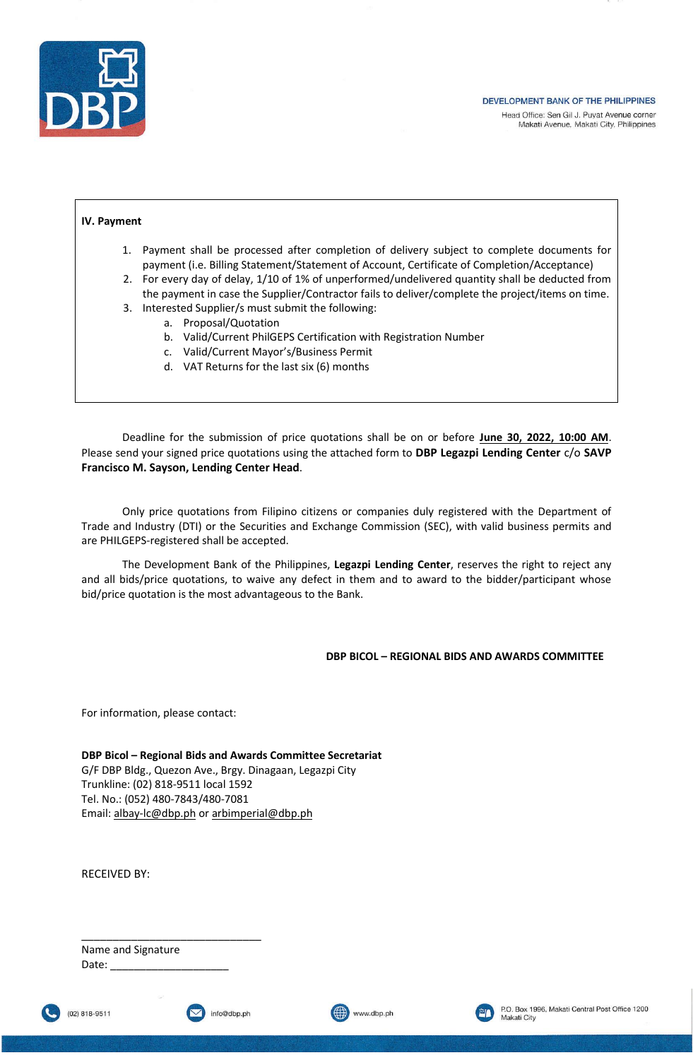**IV. Payment**

1. Payment shall be processed after completion of delivery subject to complete documents for payment (i.e. Billing Statement/Statement of Account, Certificate of Completion/Acceptance)
2. For every day of delay, 1/10 of 1% of unperformed/undelivered quantity shall be deducted from the payment in case the Supplier/Contractor fails to deliver/complete the project/items on time.
3. Interested Supplier/s must submit the following:
   a. Proposal/Quotation
   b. Valid/Current PhilGEPS Certification with Registration Number
   c. Valid/Current Mayor's/Business Permit
   d. VAT Returns for the last six (6) months

Deadline for the submission of price quotations shall be on or before **June 30, 2022, 10:00 AM**. Please send your signed price quotations using the attached form to **DBP Legazpi Lending Center** c/o **SAVP Francisco M. Sayson, Lending Center Head**.

Only price quotations from Filipino citizens or companies duly registered with the Department of Trade and Industry (DTI) or the Securities and Exchange Commission (SEC), with valid business permits and are PHILGEPS-registered shall be accepted.

The Development Bank of the Philippines, **Legazpi Lending Center**, reserves the right to reject any and all bids/price quotations, to waive any defect in them and to award to the bidder/participant whose bid/price quotation is the most advantageous to the Bank.

**DBP BICOL – REGIONAL BIDS AND AWARDS COMMITTEE**

For information, please contact:

**DBP Bicol – Regional Bids and Awards Committee Secretariat**
G/F DBP Bldg., Quezon Ave., Brgy. Dinagaan, Legazpi City
Trunkline: (02) 818-9511 local 1592
Tel. No.: (052) 480-7843/480-7081
Email: albay-lc@dbp.ph or arbimperial@dbp.ph

RECEIVED BY:

______________________________
Name and Signature
Date: ____________________